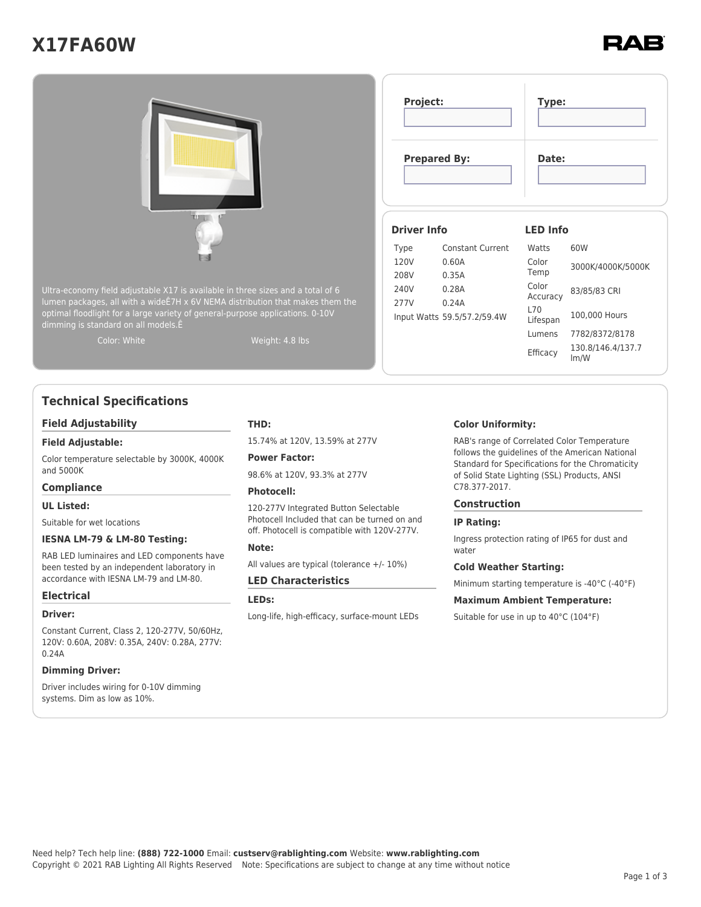# X17FA60W

RAB

Ultra-economy field adjustable X17 is available in three sizes and a total of 6 lumen packages, all with a wideÊ7H x 6V NEMA distribution that makes them the optimal floodlight for a large variety of general-purpose applications. 0-10V dimming is standard on all models.Ê

Color: White

Weight: 4.8 lbs

| Project: | Type: |
|---|---|
| | |
| **Prepared By:** | **Date:** |
| | |

### Driver Info

| | |
|---|---|
| Type | Constant Current |
| 120V | 0.60A |
| 208V | 0.35A |
| 240V | 0.28A |
| 277V | 0.24A |
| Input Watts | 59.5/57.2/59.4W |

### LED Info

| | |
|---|---|
| Watts | 60W |
| Color Temp | 3000K/4000K/5000K |
| Color Accuracy | 83/85/83 CRI |
| L70 Lifespan | 100,000 Hours |
| Lumens | 7782/8372/8178 |
| Efficacy | 130.8/146.4/137.7 lm/W |

## Technical Specifications

### Field Adjustability

**Field Adjustable:**

Color temperature selectable by 3000K, 4000K and 5000K

### Compliance

**UL Listed:**

Suitable for wet locations

**IESNA LM-79 & LM-80 Testing:**

RAB LED luminaires and LED components have been tested by an independent laboratory in accordance with IESNA LM-79 and LM-80.

### Electrical

**Driver:**

Constant Current, Class 2, 120-277V, 50/60Hz, 120V: 0.60A, 208V: 0.35A, 240V: 0.28A, 277V: 0.24A

**Dimming Driver:**

Driver includes wiring for 0-10V dimming systems. Dim as low as 10%.

**THD:**

15.74% at 120V, 13.59% at 277V

**Power Factor:**

98.6% at 120V, 93.3% at 277V

**Photocell:**

120-277V Integrated Button Selectable Photocell Included that can be turned on and off. Photocell is compatible with 120V-277V.

**Note:**

All values are typical (tolerance +/- 10%)

### LED Characteristics

**LEDs:**

Long-life, high-efficacy, surface-mount LEDs

**Color Uniformity:**

RAB's range of Correlated Color Temperature follows the guidelines of the American National Standard for Specifications for the Chromaticity of Solid State Lighting (SSL) Products, ANSI C78.377-2017.

### Construction

**IP Rating:**

Ingress protection rating of IP65 for dust and water

**Cold Weather Starting:**

Minimum starting temperature is -40°C (-40°F)

**Maximum Ambient Temperature:**

Suitable for use in up to 40°C (104°F)

Need help? Tech help line: **(888) 722-1000** Email: **custserv@rablighting.com** Website: **www.rablighting.com**
Copyright © 2021 RAB Lighting All Rights Reserved Note: Specifications are subject to change at any time without notice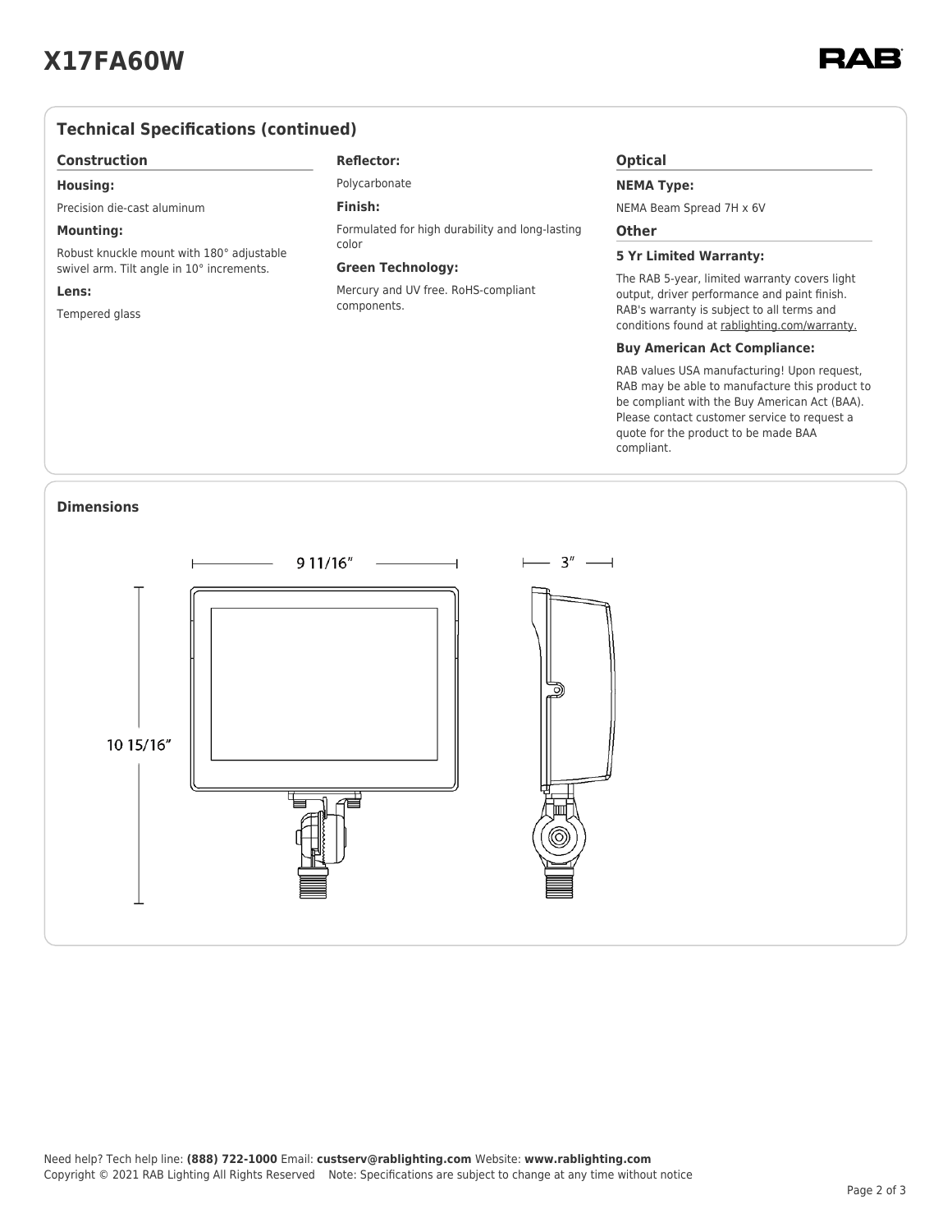# X17FA60W

## Technical Specifications (continued)

### Construction

**Housing:**

Precision die-cast aluminum

**Mounting:**

Robust knuckle mount with 180° adjustable swivel arm. Tilt angle in 10° increments.

**Lens:**

Tempered glass

**Reflector:**

Polycarbonate

**Finish:**

Formulated for high durability and long-lasting color

**Green Technology:**

Mercury and UV free. RoHS-compliant components.

### Optical

**NEMA Type:**

NEMA Beam Spread 7H x 6V

### Other

**5 Yr Limited Warranty:**

The RAB 5-year, limited warranty covers light output, driver performance and paint finish. RAB's warranty is subject to all terms and conditions found at rablighting.com/warranty.

**Buy American Act Compliance:**

RAB values USA manufacturing! Upon request, RAB may be able to manufacture this product to be compliant with the Buy American Act (BAA). Please contact customer service to request a quote for the product to be made BAA compliant.

## Dimensions

9 11/16″

3″

10 15/16″

Need help? Tech help line: **(888) 722-1000** Email: **custserv@rablighting.com** Website: **www.rablighting.com**
Copyright © 2021 RAB Lighting All Rights Reserved Note: Specifications are subject to change at any time without notice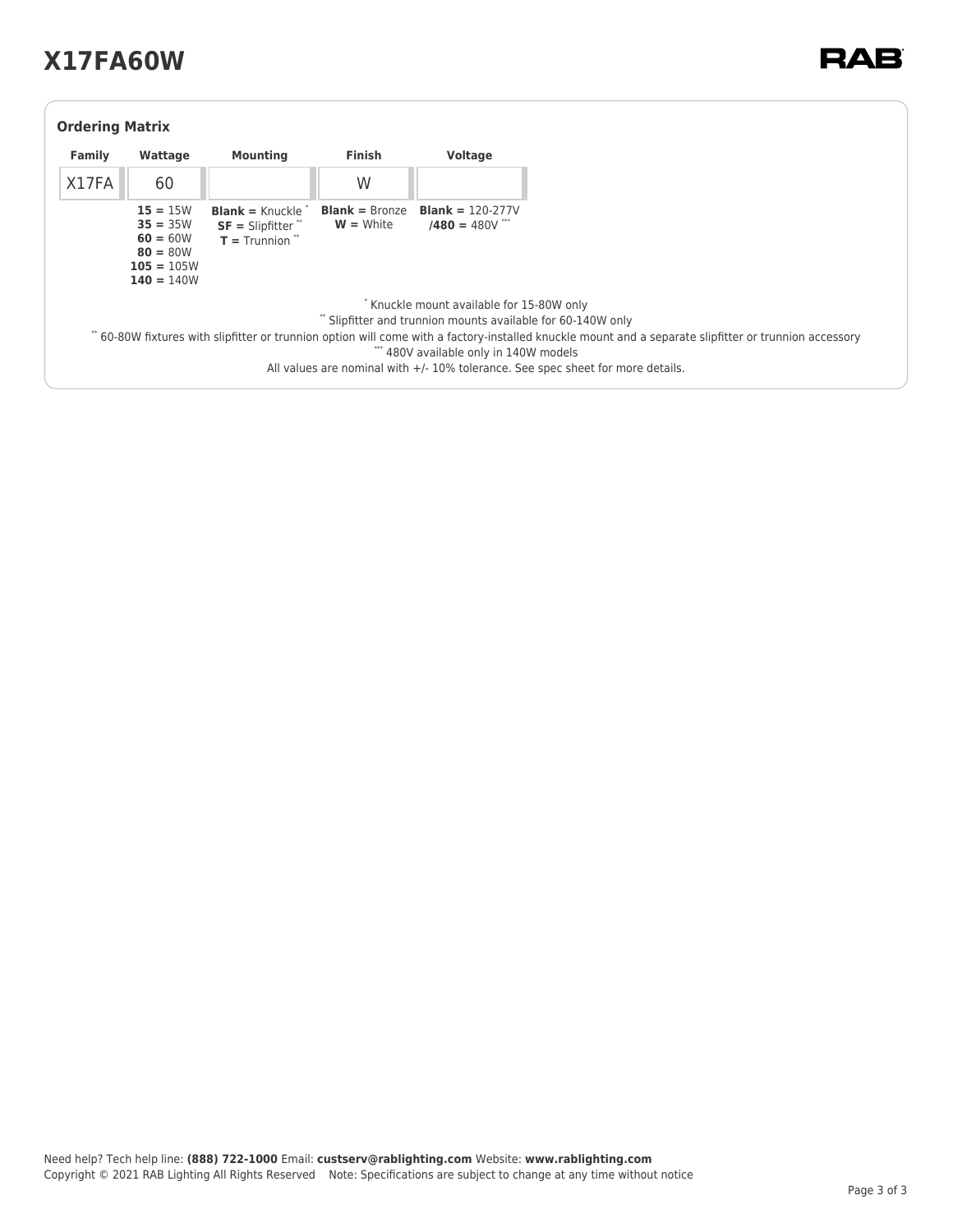# X17FA60W

## Ordering Matrix

| Family | Wattage | Mounting | Finish | Voltage |
|---|---|---|---|---|
| X17FA | 60 | | W | |
| | **15 =** 15W<br>**35 =** 35W<br>**60 =** 60W<br>**80 =** 80W<br>**105 =** 105W<br>**140 =** 140W | **Blank =** Knuckle *<br>**SF =** Slipfitter **<br>**T =** Trunnion ** | **Blank =** Bronze<br>**W =** White | **Blank =** 120-277V<br>**/480 =** 480V *** |

* Knuckle mount available for 15-80W only

** Slipfitter and trunnion mounts available for 60-140W only

** 60-80W fixtures with slipfitter or trunnion option will come with a factory-installed knuckle mount and a separate slipfitter or trunnion accessory

*** 480V available only in 140W models

All values are nominal with +/- 10% tolerance. See spec sheet for more details.

Need help? Tech help line: **(888) 722-1000** Email: **custserv@rablighting.com** Website: **www.rablighting.com**
Copyright © 2021 RAB Lighting All Rights Reserved Note: Specifications are subject to change at any time without notice